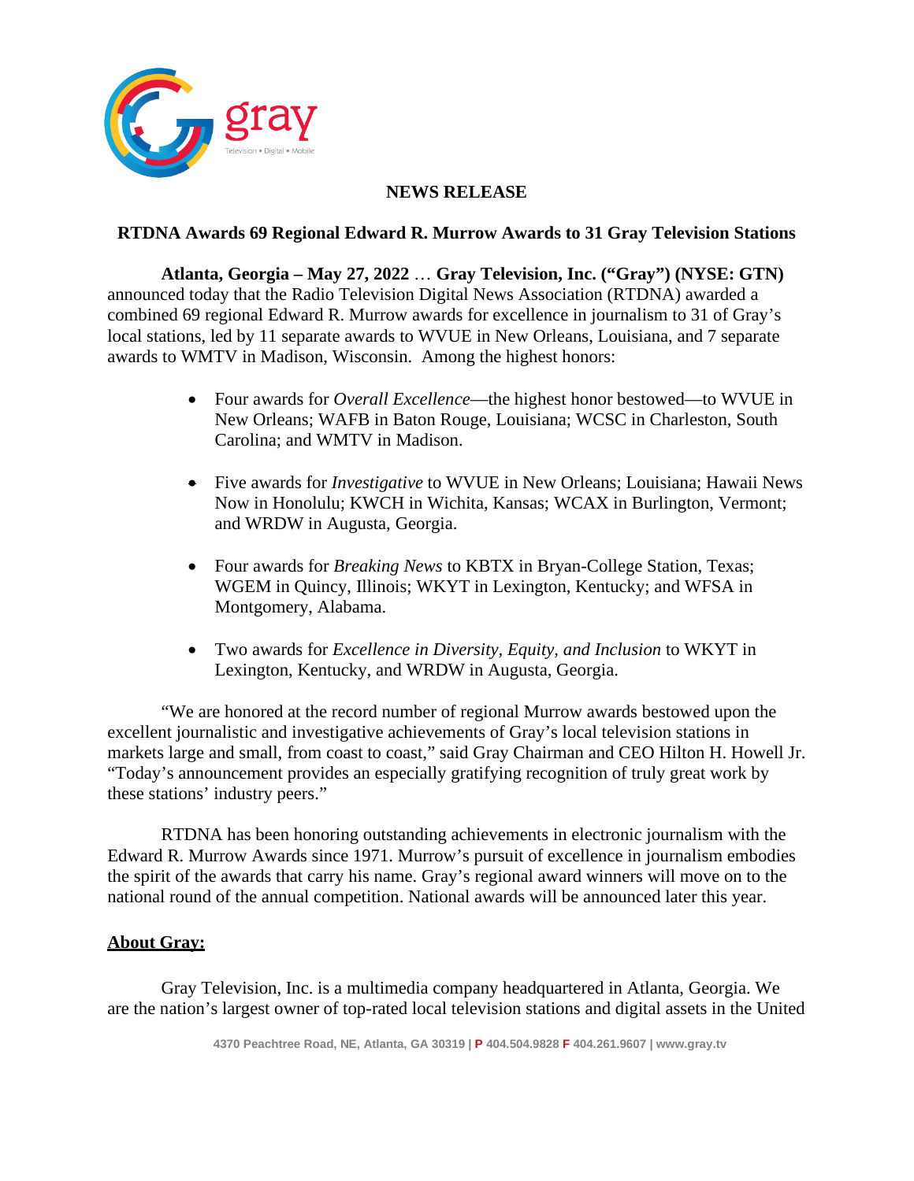**NEWS RELEASE**

**RTDNA Awards 69 Regional Edward R. Murrow Awards to 31 Gray Television Stations**

**Atlanta, Georgia – May 27, 2022** … **Gray Television, Inc. ("Gray") (NYSE: GTN)** announced today that the Radio Television Digital News Association (RTDNA) awarded a combined 69 regional Edward R. Murrow awards for excellence in journalism to 31 of Gray's local stations, led by 11 separate awards to WVUE in New Orleans, Louisiana, and 7 separate awards to WMTV in Madison, Wisconsin. Among the highest honors:

- Four awards for *Overall Excellence*—the highest honor bestowed—to WVUE in New Orleans; WAFB in Baton Rouge, Louisiana; WCSC in Charleston, South Carolina; and WMTV in Madison.

- Five awards for *Investigative* to WVUE in New Orleans; Louisiana; Hawaii News Now in Honolulu; KWCH in Wichita, Kansas; WCAX in Burlington, Vermont; and WRDW in Augusta, Georgia.

- Four awards for *Breaking News* to KBTX in Bryan-College Station, Texas; WGEM in Quincy, Illinois; WKYT in Lexington, Kentucky; and WFSA in Montgomery, Alabama.

- Two awards for *Excellence in Diversity, Equity, and Inclusion* to WKYT in Lexington, Kentucky, and WRDW in Augusta, Georgia.

"We are honored at the record number of regional Murrow awards bestowed upon the excellent journalistic and investigative achievements of Gray's local television stations in markets large and small, from coast to coast," said Gray Chairman and CEO Hilton H. Howell Jr. "Today's announcement provides an especially gratifying recognition of truly great work by these stations' industry peers."

RTDNA has been honoring outstanding achievements in electronic journalism with the Edward R. Murrow Awards since 1971. Murrow's pursuit of excellence in journalism embodies the spirit of the awards that carry his name. Gray's regional award winners will move on to the national round of the annual competition. National awards will be announced later this year.

**About Gray:**

Gray Television, Inc. is a multimedia company headquartered in Atlanta, Georgia. We are the nation's largest owner of top-rated local television stations and digital assets in the United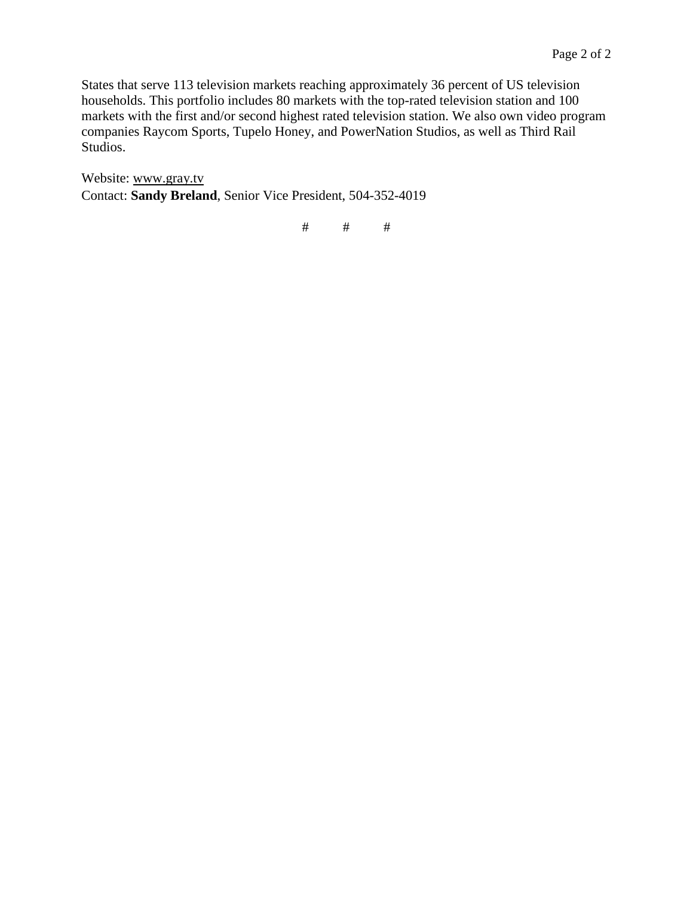States that serve 113 television markets reaching approximately 36 percent of US television households. This portfolio includes 80 markets with the top-rated television station and 100 markets with the first and/or second highest rated television station. We also own video program companies Raycom Sports, Tupelo Honey, and PowerNation Studios, as well as Third Rail Studios.

Website: www.gray.tv
Contact: **Sandy Breland**, Senior Vice President, 504-352-4019

# # #